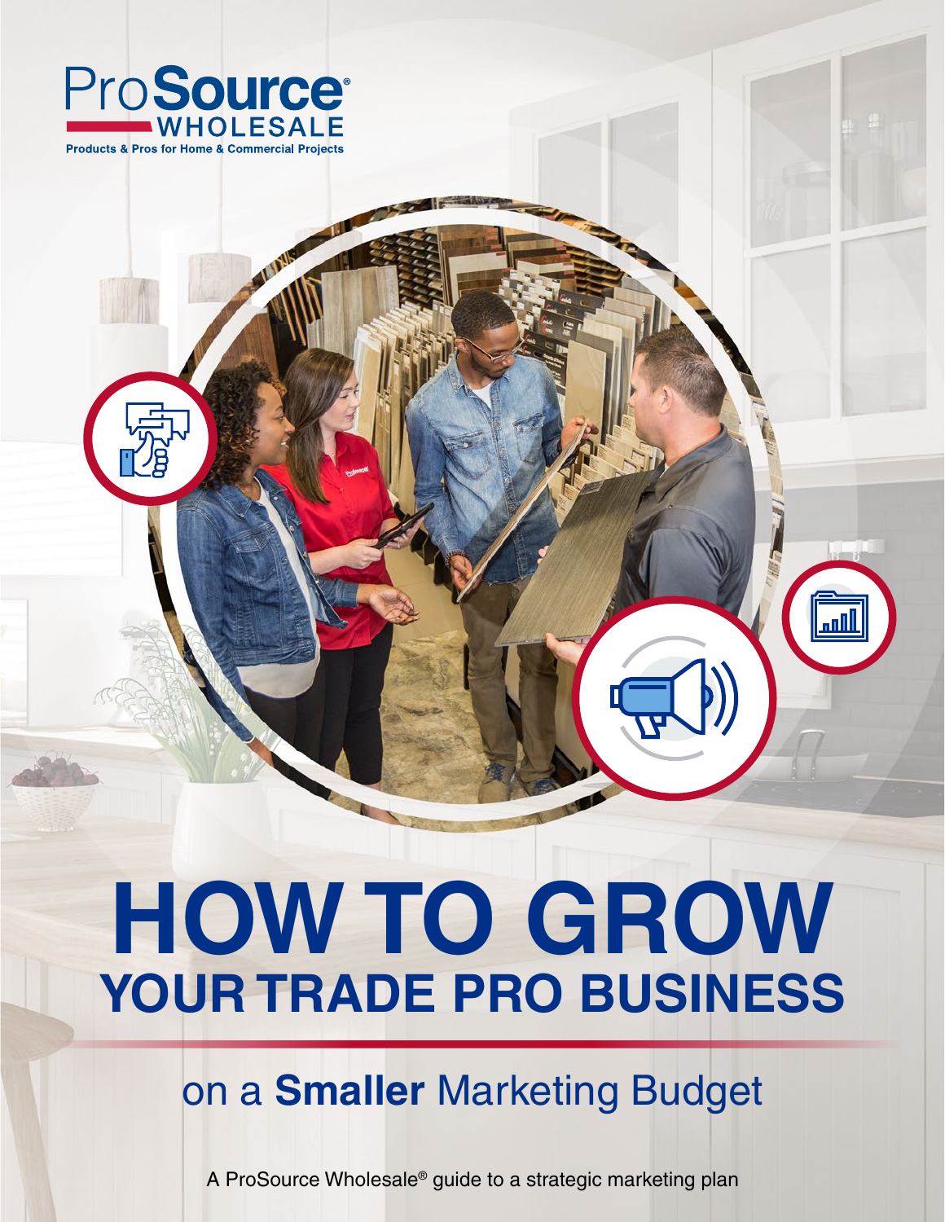ProSource® WHOLESALE

Products & Pros for Home & Commercial Projects

# HOW TO GROW YOUR TRADE PRO BUSINESS

## on a **Smaller** Marketing Budget

A ProSource Wholesale® guide to a strategic marketing plan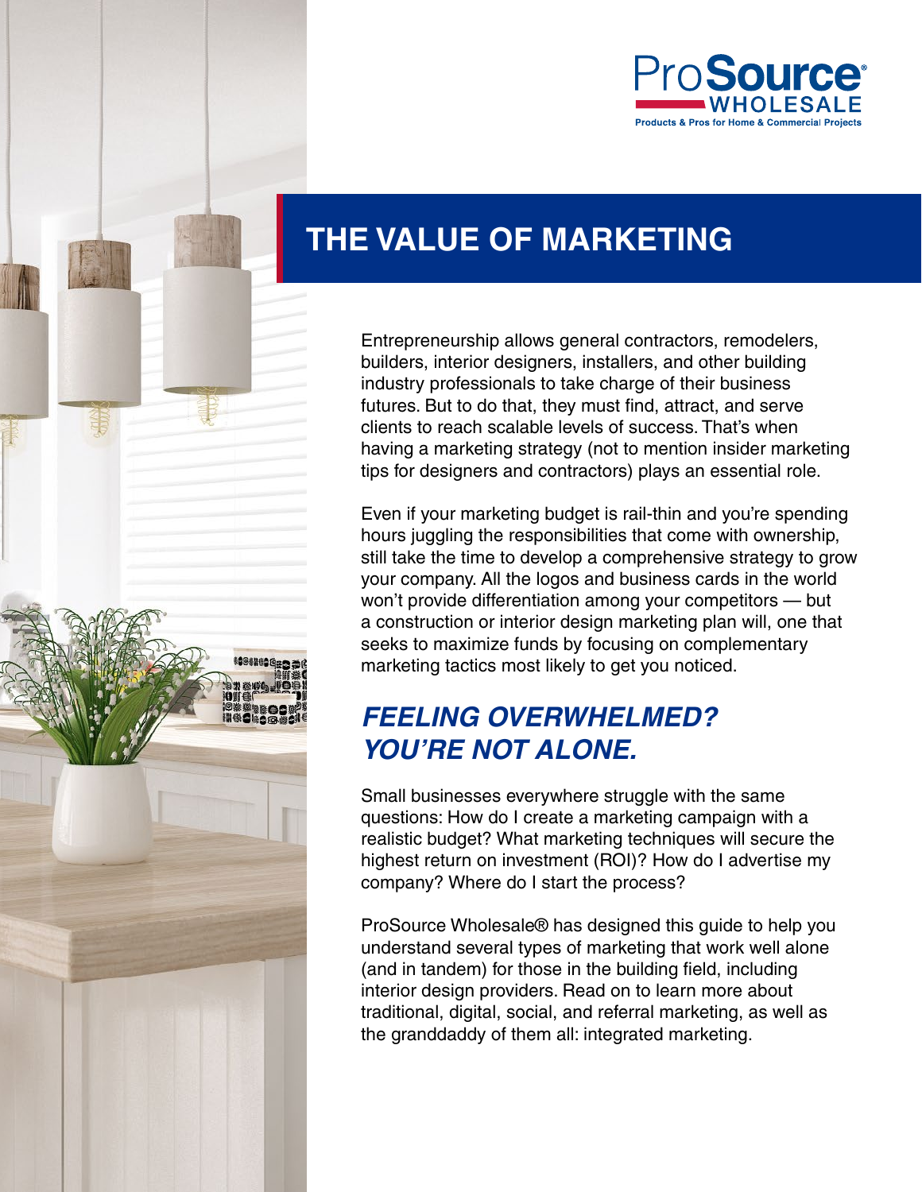# THE VALUE OF MARKETING

Entrepreneurship allows general contractors, remodelers, builders, interior designers, installers, and other building industry professionals to take charge of their business futures. But to do that, they must find, attract, and serve clients to reach scalable levels of success. That's when having a marketing strategy (not to mention insider marketing tips for designers and contractors) plays an essential role.

Even if your marketing budget is rail-thin and you're spending hours juggling the responsibilities that come with ownership, still take the time to develop a comprehensive strategy to grow your company. All the logos and business cards in the world won't provide differentiation among your competitors — but a construction or interior design marketing plan will, one that seeks to maximize funds by focusing on complementary marketing tactics most likely to get you noticed.

## *FEELING OVERWHELMED? YOU'RE NOT ALONE.*

Small businesses everywhere struggle with the same questions: How do I create a marketing campaign with a realistic budget? What marketing techniques will secure the highest return on investment (ROI)? How do I advertise my company? Where do I start the process?

ProSource Wholesale® has designed this guide to help you understand several types of marketing that work well alone (and in tandem) for those in the building field, including interior design providers. Read on to learn more about traditional, digital, social, and referral marketing, as well as the granddaddy of them all: integrated marketing.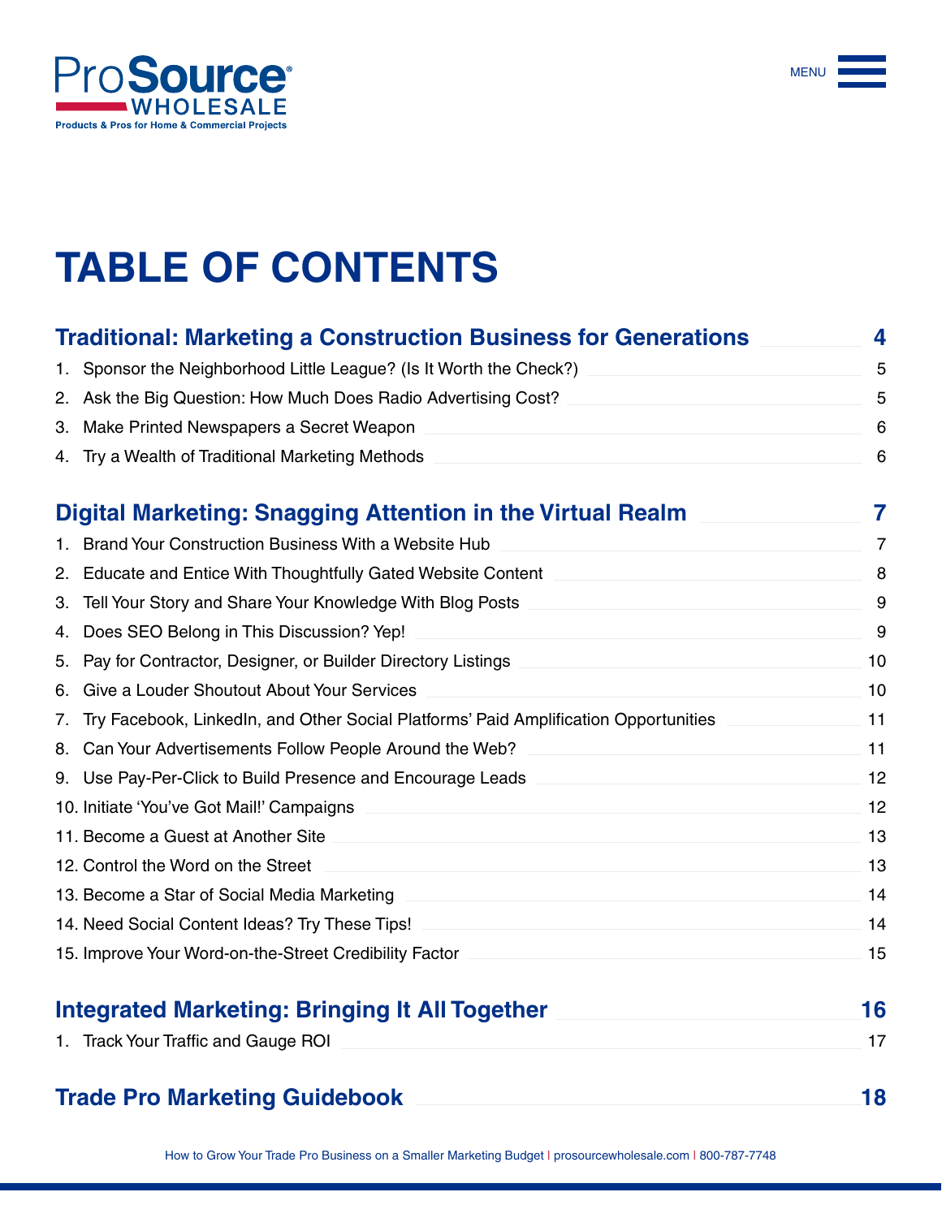ProSource® WHOLESALE

Products & Pros for Home & Commercial Projects

MENU

# TABLE OF CONTENTS

## Traditional: Marketing a Construction Business for Generations — 4

1. Sponsor the Neighborhood Little League? (Is It Worth the Check?) — 5
2. Ask the Big Question: How Much Does Radio Advertising Cost? — 5
3. Make Printed Newspapers a Secret Weapon — 6
4. Try a Wealth of Traditional Marketing Methods — 6

## Digital Marketing: Snagging Attention in the Virtual Realm — 7

1. Brand Your Construction Business With a Website Hub — 7
2. Educate and Entice With Thoughtfully Gated Website Content — 8
3. Tell Your Story and Share Your Knowledge With Blog Posts — 9
4. Does SEO Belong in This Discussion? Yep! — 9
5. Pay for Contractor, Designer, or Builder Directory Listings — 10
6. Give a Louder Shoutout About Your Services — 10
7. Try Facebook, LinkedIn, and Other Social Platforms' Paid Amplification Opportunities — 11
8. Can Your Advertisements Follow People Around the Web? — 11
9. Use Pay-Per-Click to Build Presence and Encourage Leads — 12
10. Initiate 'You've Got Mail!' Campaigns — 12
11. Become a Guest at Another Site — 13
12. Control the Word on the Street — 13
13. Become a Star of Social Media Marketing — 14
14. Need Social Content Ideas? Try These Tips! — 14
15. Improve Your Word-on-the-Street Credibility Factor — 15

## Integrated Marketing: Bringing It All Together — 16

1. Track Your Traffic and Gauge ROI — 17

## Trade Pro Marketing Guidebook — 18

How to Grow Your Trade Pro Business on a Smaller Marketing Budget | prosourcewholesale.com | 800-787-7748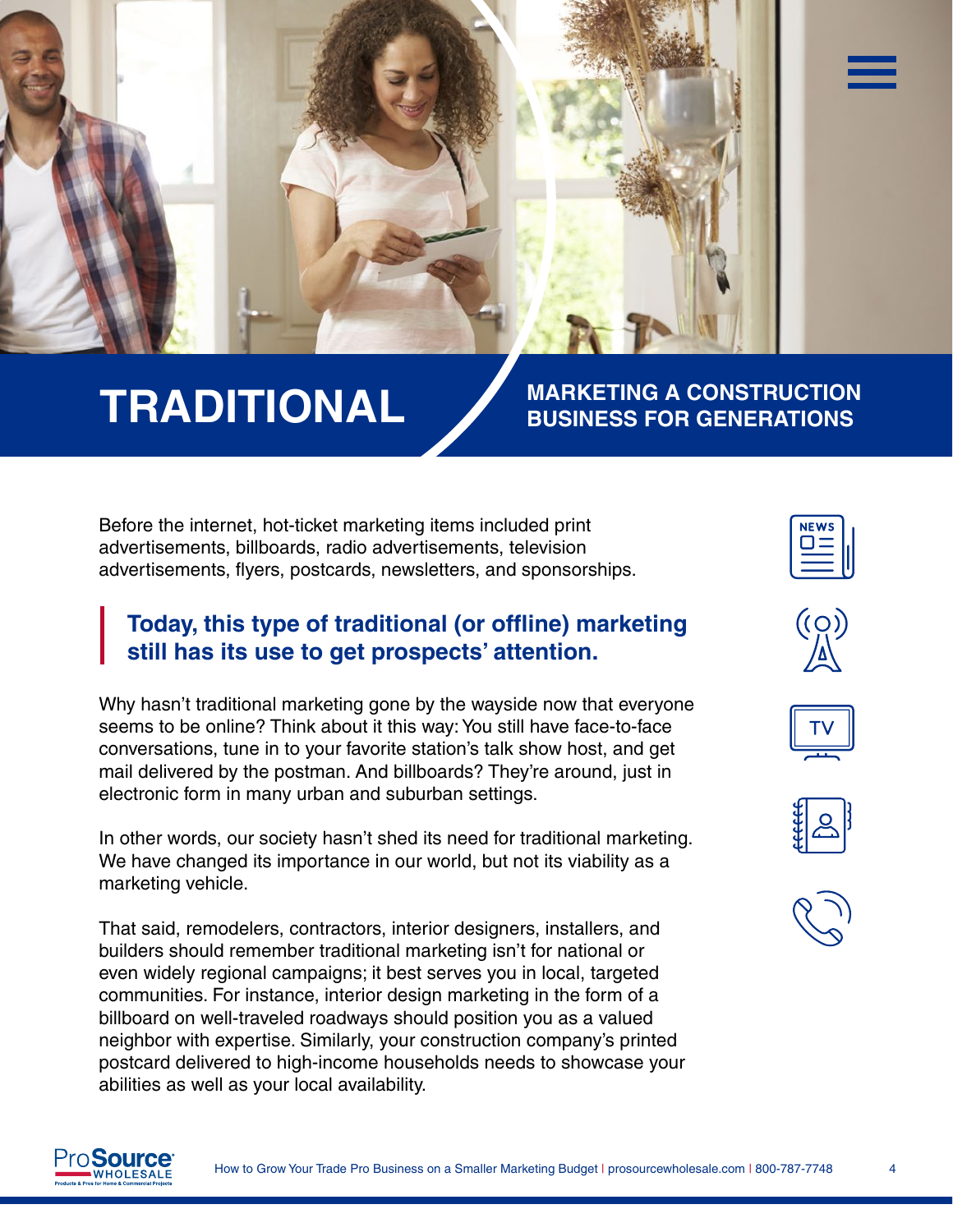# TRADITIONAL

## MARKETING A CONSTRUCTION BUSINESS FOR GENERATIONS

Before the internet, hot-ticket marketing items included print advertisements, billboards, radio advertisements, television advertisements, flyers, postcards, newsletters, and sponsorships.

> **Today, this type of traditional (or offline) marketing still has its use to get prospects' attention.**

Why hasn't traditional marketing gone by the wayside now that everyone seems to be online? Think about it this way: You still have face-to-face conversations, tune in to your favorite station's talk show host, and get mail delivered by the postman. And billboards? They're around, just in electronic form in many urban and suburban settings.

In other words, our society hasn't shed its need for traditional marketing. We have changed its importance in our world, but not its viability as a marketing vehicle.

That said, remodelers, contractors, interior designers, installers, and builders should remember traditional marketing isn't for national or even widely regional campaigns; it best serves you in local, targeted communities. For instance, interior design marketing in the form of a billboard on well-traveled roadways should position you as a valued neighbor with expertise. Similarly, your construction company's printed postcard delivered to high-income households needs to showcase your abilities as well as your local availability.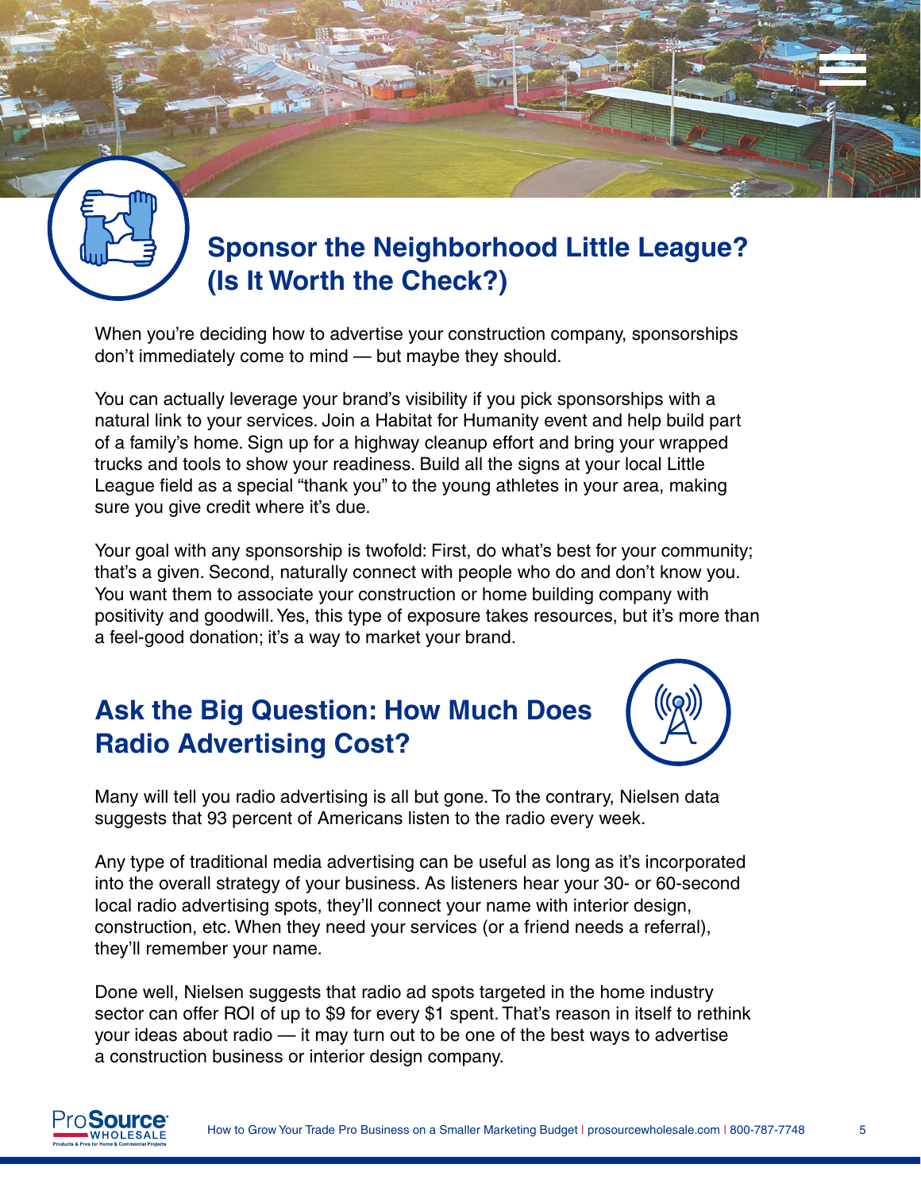## Sponsor the Neighborhood Little League? (Is It Worth the Check?)

When you're deciding how to advertise your construction company, sponsorships don't immediately come to mind — but maybe they should.

You can actually leverage your brand's visibility if you pick sponsorships with a natural link to your services. Join a Habitat for Humanity event and help build part of a family's home. Sign up for a highway cleanup effort and bring your wrapped trucks and tools to show your readiness. Build all the signs at your local Little League field as a special "thank you" to the young athletes in your area, making sure you give credit where it's due.

Your goal with any sponsorship is twofold: First, do what's best for your community; that's a given. Second, naturally connect with people who do and don't know you. You want them to associate your construction or home building company with positivity and goodwill. Yes, this type of exposure takes resources, but it's more than a feel-good donation; it's a way to market your brand.

## Ask the Big Question: How Much Does Radio Advertising Cost?

Many will tell you radio advertising is all but gone. To the contrary, Nielsen data suggests that 93 percent of Americans listen to the radio every week.

Any type of traditional media advertising can be useful as long as it's incorporated into the overall strategy of your business. As listeners hear your 30- or 60-second local radio advertising spots, they'll connect your name with interior design, construction, etc. When they need your services (or a friend needs a referral), they'll remember your name.

Done well, Nielsen suggests that radio ad spots targeted in the home industry sector can offer ROI of up to $9 for every $1 spent. That's reason in itself to rethink your ideas about radio — it may turn out to be one of the best ways to advertise a construction business or interior design company.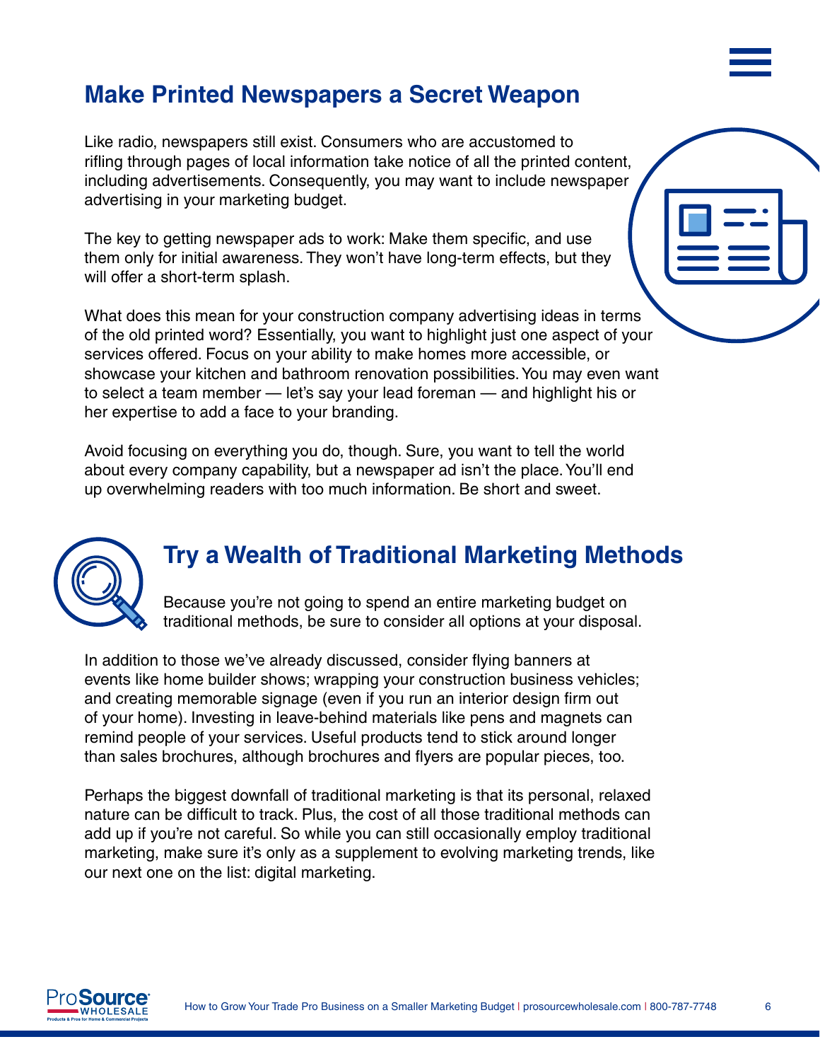## Make Printed Newspapers a Secret Weapon

Like radio, newspapers still exist. Consumers who are accustomed to rifling through pages of local information take notice of all the printed content, including advertisements. Consequently, you may want to include newspaper advertising in your marketing budget.

The key to getting newspaper ads to work: Make them specific, and use them only for initial awareness. They won't have long-term effects, but they will offer a short-term splash.

What does this mean for your construction company advertising ideas in terms of the old printed word? Essentially, you want to highlight just one aspect of your services offered. Focus on your ability to make homes more accessible, or showcase your kitchen and bathroom renovation possibilities. You may even want to select a team member — let's say your lead foreman — and highlight his or her expertise to add a face to your branding.

Avoid focusing on everything you do, though. Sure, you want to tell the world about every company capability, but a newspaper ad isn't the place. You'll end up overwhelming readers with too much information. Be short and sweet.

## Try a Wealth of Traditional Marketing Methods

Because you're not going to spend an entire marketing budget on traditional methods, be sure to consider all options at your disposal.

In addition to those we've already discussed, consider flying banners at events like home builder shows; wrapping your construction business vehicles; and creating memorable signage (even if you run an interior design firm out of your home). Investing in leave-behind materials like pens and magnets can remind people of your services. Useful products tend to stick around longer than sales brochures, although brochures and flyers are popular pieces, too.

Perhaps the biggest downfall of traditional marketing is that its personal, relaxed nature can be difficult to track. Plus, the cost of all those traditional methods can add up if you're not careful. So while you can still occasionally employ traditional marketing, make sure it's only as a supplement to evolving marketing trends, like our next one on the list: digital marketing.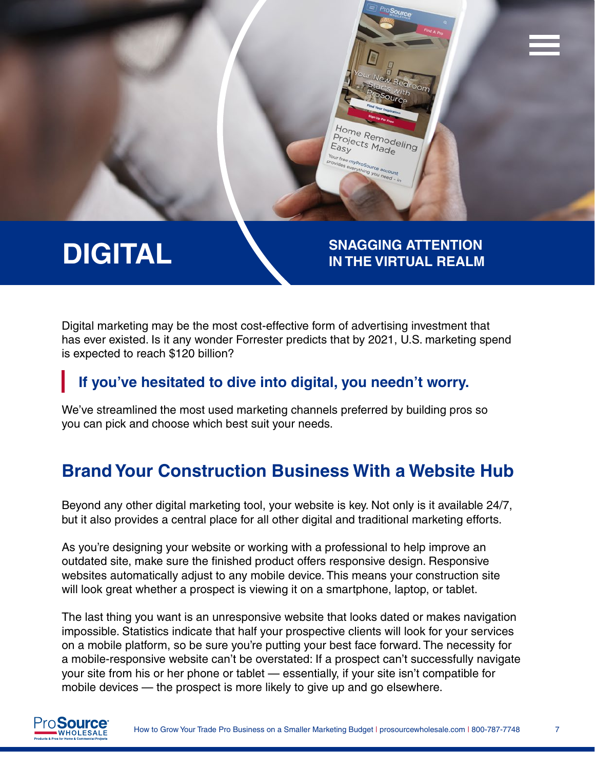# DIGITAL

## SNAGGING ATTENTION IN THE VIRTUAL REALM

Digital marketing may be the most cost-effective form of advertising investment that has ever existed. Is it any wonder Forrester predicts that by 2021, U.S. marketing spend is expected to reach $120 billion?

### If you've hesitated to dive into digital, you needn't worry.

We've streamlined the most used marketing channels preferred by building pros so you can pick and choose which best suit your needs.

## Brand Your Construction Business With a Website Hub

Beyond any other digital marketing tool, your website is key. Not only is it available 24/7, but it also provides a central place for all other digital and traditional marketing efforts.

As you're designing your website or working with a professional to help improve an outdated site, make sure the finished product offers responsive design. Responsive websites automatically adjust to any mobile device. This means your construction site will look great whether a prospect is viewing it on a smartphone, laptop, or tablet.

The last thing you want is an unresponsive website that looks dated or makes navigation impossible. Statistics indicate that half your prospective clients will look for your services on a mobile platform, so be sure you're putting your best face forward. The necessity for a mobile-responsive website can't be overstated: If a prospect can't successfully navigate your site from his or her phone or tablet — essentially, if your site isn't compatible for mobile devices — the prospect is more likely to give up and go elsewhere.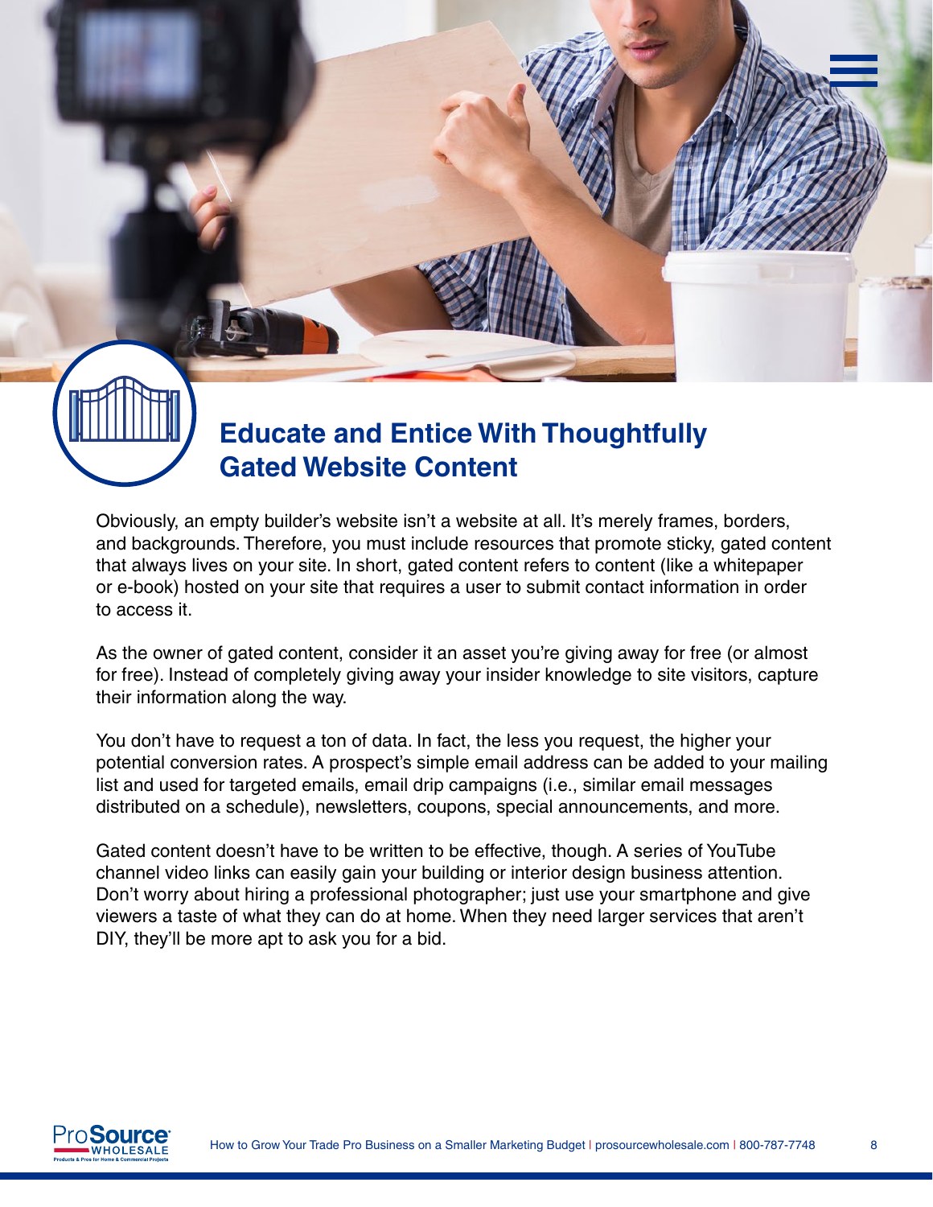## Educate and Entice With Thoughtfully Gated Website Content

Obviously, an empty builder's website isn't a website at all. It's merely frames, borders, and backgrounds. Therefore, you must include resources that promote sticky, gated content that always lives on your site. In short, gated content refers to content (like a whitepaper or e-book) hosted on your site that requires a user to submit contact information in order to access it.

As the owner of gated content, consider it an asset you're giving away for free (or almost for free). Instead of completely giving away your insider knowledge to site visitors, capture their information along the way.

You don't have to request a ton of data. In fact, the less you request, the higher your potential conversion rates. A prospect's simple email address can be added to your mailing list and used for targeted emails, email drip campaigns (i.e., similar email messages distributed on a schedule), newsletters, coupons, special announcements, and more.

Gated content doesn't have to be written to be effective, though. A series of YouTube channel video links can easily gain your building or interior design business attention. Don't worry about hiring a professional photographer; just use your smartphone and give viewers a taste of what they can do at home. When they need larger services that aren't DIY, they'll be more apt to ask you for a bid.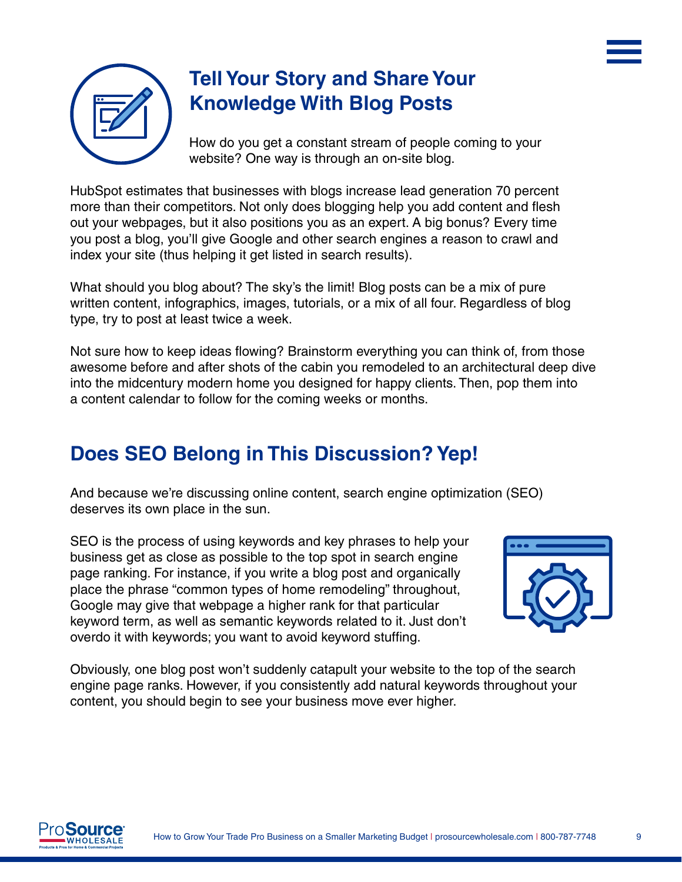## Tell Your Story and Share Your Knowledge With Blog Posts

How do you get a constant stream of people coming to your website? One way is through an on-site blog.

HubSpot estimates that businesses with blogs increase lead generation 70 percent more than their competitors. Not only does blogging help you add content and flesh out your webpages, but it also positions you as an expert. A big bonus? Every time you post a blog, you'll give Google and other search engines a reason to crawl and index your site (thus helping it get listed in search results).

What should you blog about? The sky's the limit! Blog posts can be a mix of pure written content, infographics, images, tutorials, or a mix of all four. Regardless of blog type, try to post at least twice a week.

Not sure how to keep ideas flowing? Brainstorm everything you can think of, from those awesome before and after shots of the cabin you remodeled to an architectural deep dive into the midcentury modern home you designed for happy clients. Then, pop them into a content calendar to follow for the coming weeks or months.

## Does SEO Belong in This Discussion? Yep!

And because we're discussing online content, search engine optimization (SEO) deserves its own place in the sun.

SEO is the process of using keywords and key phrases to help your business get as close as possible to the top spot in search engine page ranking. For instance, if you write a blog post and organically place the phrase "common types of home remodeling" throughout, Google may give that webpage a higher rank for that particular keyword term, as well as semantic keywords related to it. Just don't overdo it with keywords; you want to avoid keyword stuffing.

Obviously, one blog post won't suddenly catapult your website to the top of the search engine page ranks. However, if you consistently add natural keywords throughout your content, you should begin to see your business move ever higher.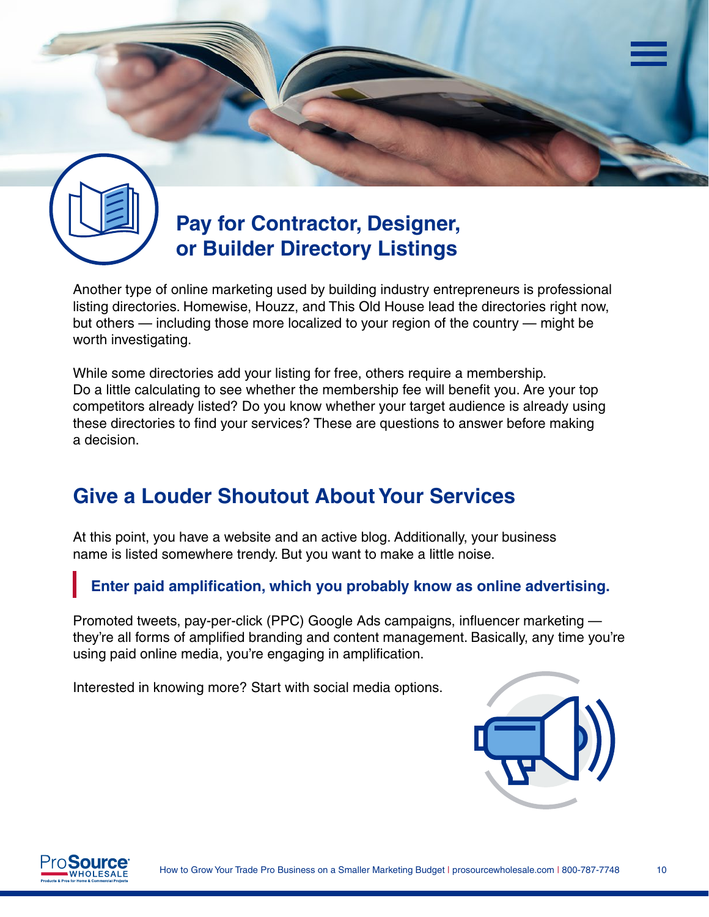## Pay for Contractor, Designer, or Builder Directory Listings

Another type of online marketing used by building industry entrepreneurs is professional listing directories. Homewise, Houzz, and This Old House lead the directories right now, but others — including those more localized to your region of the country — might be worth investigating.

While some directories add your listing for free, others require a membership. Do a little calculating to see whether the membership fee will benefit you. Are your top competitors already listed? Do you know whether your target audience is already using these directories to find your services? These are questions to answer before making a decision.

## Give a Louder Shoutout About Your Services

At this point, you have a website and an active blog. Additionally, your business name is listed somewhere trendy. But you want to make a little noise.

> **Enter paid amplification, which you probably know as online advertising.**

Promoted tweets, pay-per-click (PPC) Google Ads campaigns, influencer marketing — they're all forms of amplified branding and content management. Basically, any time you're using paid online media, you're engaging in amplification.

Interested in knowing more? Start with social media options.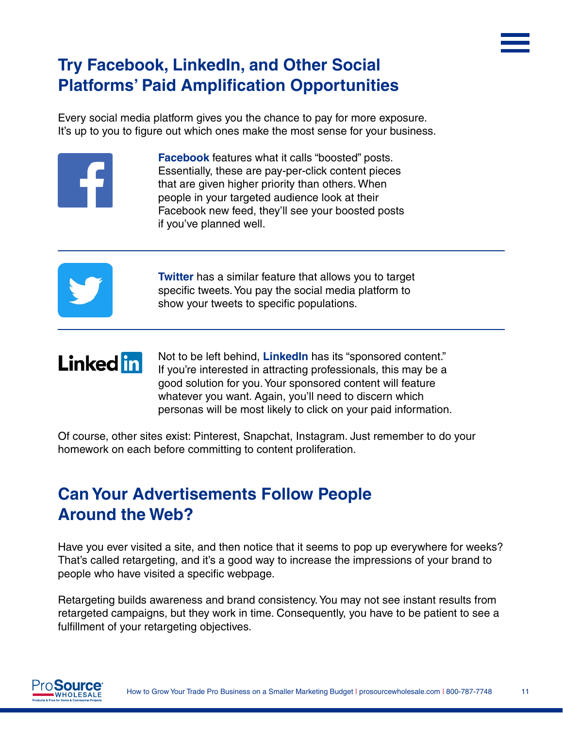## Try Facebook, LinkedIn, and Other Social Platforms' Paid Amplification Opportunities

Every social media platform gives you the chance to pay for more exposure. It's up to you to figure out which ones make the most sense for your business.

**Facebook** features what it calls "boosted" posts. Essentially, these are pay-per-click content pieces that are given higher priority than others. When people in your targeted audience look at their Facebook new feed, they'll see your boosted posts if you've planned well.

---

**Twitter** has a similar feature that allows you to target specific tweets. You pay the social media platform to show your tweets to specific populations.

---

Not to be left behind, **LinkedIn** has its "sponsored content." If you're interested in attracting professionals, this may be a good solution for you. Your sponsored content will feature whatever you want. Again, you'll need to discern which personas will be most likely to click on your paid information.

Of course, other sites exist: Pinterest, Snapchat, Instagram. Just remember to do your homework on each before committing to content proliferation.

## Can Your Advertisements Follow People Around the Web?

Have you ever visited a site, and then notice that it seems to pop up everywhere for weeks? That's called retargeting, and it's a good way to increase the impressions of your brand to people who have visited a specific webpage.

Retargeting builds awareness and brand consistency. You may not see instant results from retargeted campaigns, but they work in time. Consequently, you have to be patient to see a fulfillment of your retargeting objectives.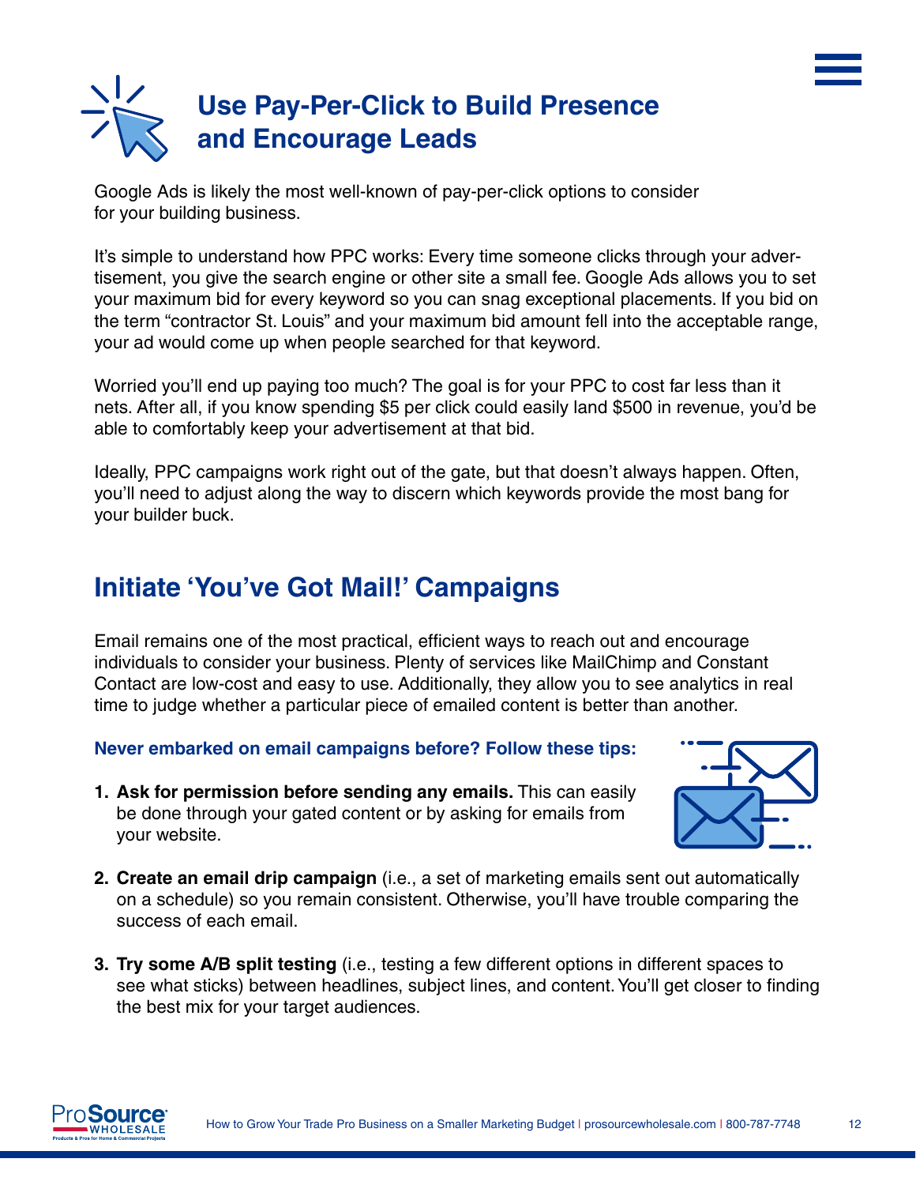## Use Pay-Per-Click to Build Presence and Encourage Leads

Google Ads is likely the most well-known of pay-per-click options to consider for your building business.

It's simple to understand how PPC works: Every time someone clicks through your advertisement, you give the search engine or other site a small fee. Google Ads allows you to set your maximum bid for every keyword so you can snag exceptional placements. If you bid on the term "contractor St. Louis" and your maximum bid amount fell into the acceptable range, your ad would come up when people searched for that keyword.

Worried you'll end up paying too much? The goal is for your PPC to cost far less than it nets. After all, if you know spending $5 per click could easily land $500 in revenue, you'd be able to comfortably keep your advertisement at that bid.

Ideally, PPC campaigns work right out of the gate, but that doesn't always happen. Often, you'll need to adjust along the way to discern which keywords provide the most bang for your builder buck.

## Initiate 'You've Got Mail!' Campaigns

Email remains one of the most practical, efficient ways to reach out and encourage individuals to consider your business. Plenty of services like MailChimp and Constant Contact are low-cost and easy to use. Additionally, they allow you to see analytics in real time to judge whether a particular piece of emailed content is better than another.

**Never embarked on email campaigns before? Follow these tips:**

1. **Ask for permission before sending any emails.** This can easily be done through your gated content or by asking for emails from your website.
2. **Create an email drip campaign** (i.e., a set of marketing emails sent out automatically on a schedule) so you remain consistent. Otherwise, you'll have trouble comparing the success of each email.
3. **Try some A/B split testing** (i.e., testing a few different options in different spaces to see what sticks) between headlines, subject lines, and content. You'll get closer to finding the best mix for your target audiences.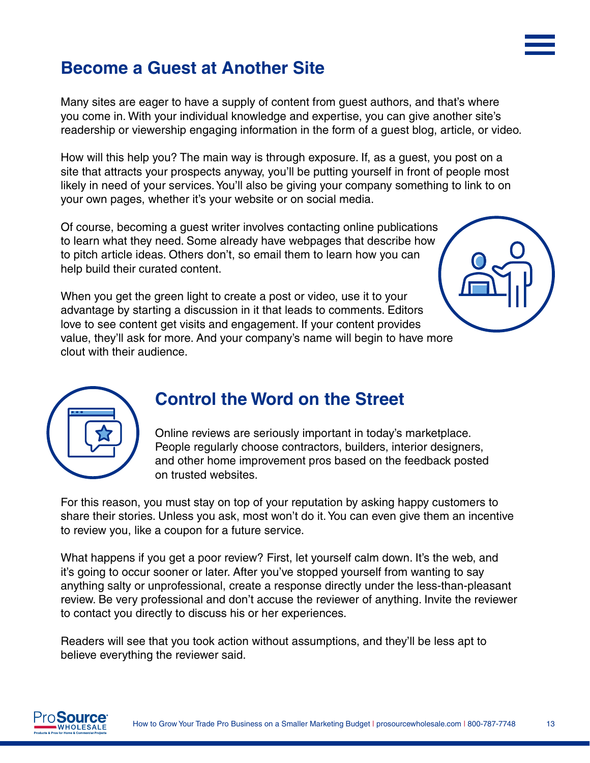## Become a Guest at Another Site

Many sites are eager to have a supply of content from guest authors, and that's where you come in. With your individual knowledge and expertise, you can give another site's readership or viewership engaging information in the form of a guest blog, article, or video.

How will this help you? The main way is through exposure. If, as a guest, you post on a site that attracts your prospects anyway, you'll be putting yourself in front of people most likely in need of your services. You'll also be giving your company something to link to on your own pages, whether it's your website or on social media.

Of course, becoming a guest writer involves contacting online publications to learn what they need. Some already have webpages that describe how to pitch article ideas. Others don't, so email them to learn how you can help build their curated content.

When you get the green light to create a post or video, use it to your advantage by starting a discussion in it that leads to comments. Editors love to see content get visits and engagement. If your content provides value, they'll ask for more. And your company's name will begin to have more clout with their audience.

## Control the Word on the Street

Online reviews are seriously important in today's marketplace. People regularly choose contractors, builders, interior designers, and other home improvement pros based on the feedback posted on trusted websites.

For this reason, you must stay on top of your reputation by asking happy customers to share their stories. Unless you ask, most won't do it. You can even give them an incentive to review you, like a coupon for a future service.

What happens if you get a poor review? First, let yourself calm down. It's the web, and it's going to occur sooner or later. After you've stopped yourself from wanting to say anything salty or unprofessional, create a response directly under the less-than-pleasant review. Be very professional and don't accuse the reviewer of anything. Invite the reviewer to contact you directly to discuss his or her experiences.

Readers will see that you took action without assumptions, and they'll be less apt to believe everything the reviewer said.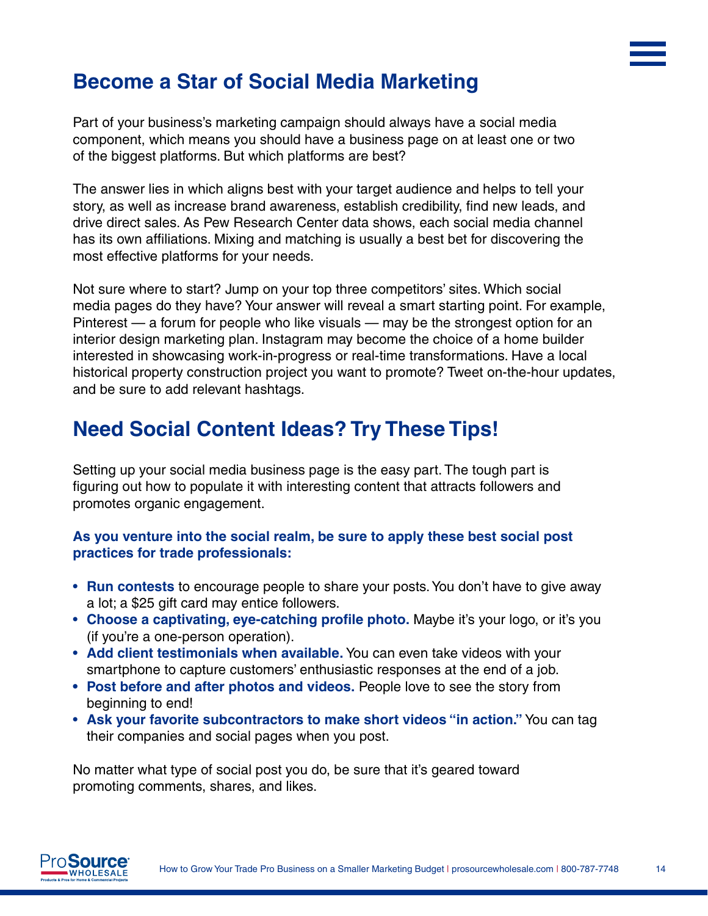## Become a Star of Social Media Marketing

Part of your business's marketing campaign should always have a social media component, which means you should have a business page on at least one or two of the biggest platforms. But which platforms are best?

The answer lies in which aligns best with your target audience and helps to tell your story, as well as increase brand awareness, establish credibility, find new leads, and drive direct sales. As Pew Research Center data shows, each social media channel has its own affiliations. Mixing and matching is usually a best bet for discovering the most effective platforms for your needs.

Not sure where to start? Jump on your top three competitors' sites. Which social media pages do they have? Your answer will reveal a smart starting point. For example, Pinterest — a forum for people who like visuals — may be the strongest option for an interior design marketing plan. Instagram may become the choice of a home builder interested in showcasing work-in-progress or real-time transformations. Have a local historical property construction project you want to promote? Tweet on-the-hour updates, and be sure to add relevant hashtags.

## Need Social Content Ideas? Try These Tips!

Setting up your social media business page is the easy part. The tough part is figuring out how to populate it with interesting content that attracts followers and promotes organic engagement.

**As you venture into the social realm, be sure to apply these best social post practices for trade professionals:**

- **Run contests** to encourage people to share your posts. You don't have to give away a lot; a $25 gift card may entice followers.
- **Choose a captivating, eye-catching profile photo.** Maybe it's your logo, or it's you (if you're a one-person operation).
- **Add client testimonials when available.** You can even take videos with your smartphone to capture customers' enthusiastic responses at the end of a job.
- **Post before and after photos and videos.** People love to see the story from beginning to end!
- **Ask your favorite subcontractors to make short videos "in action."** You can tag their companies and social pages when you post.

No matter what type of social post you do, be sure that it's geared toward promoting comments, shares, and likes.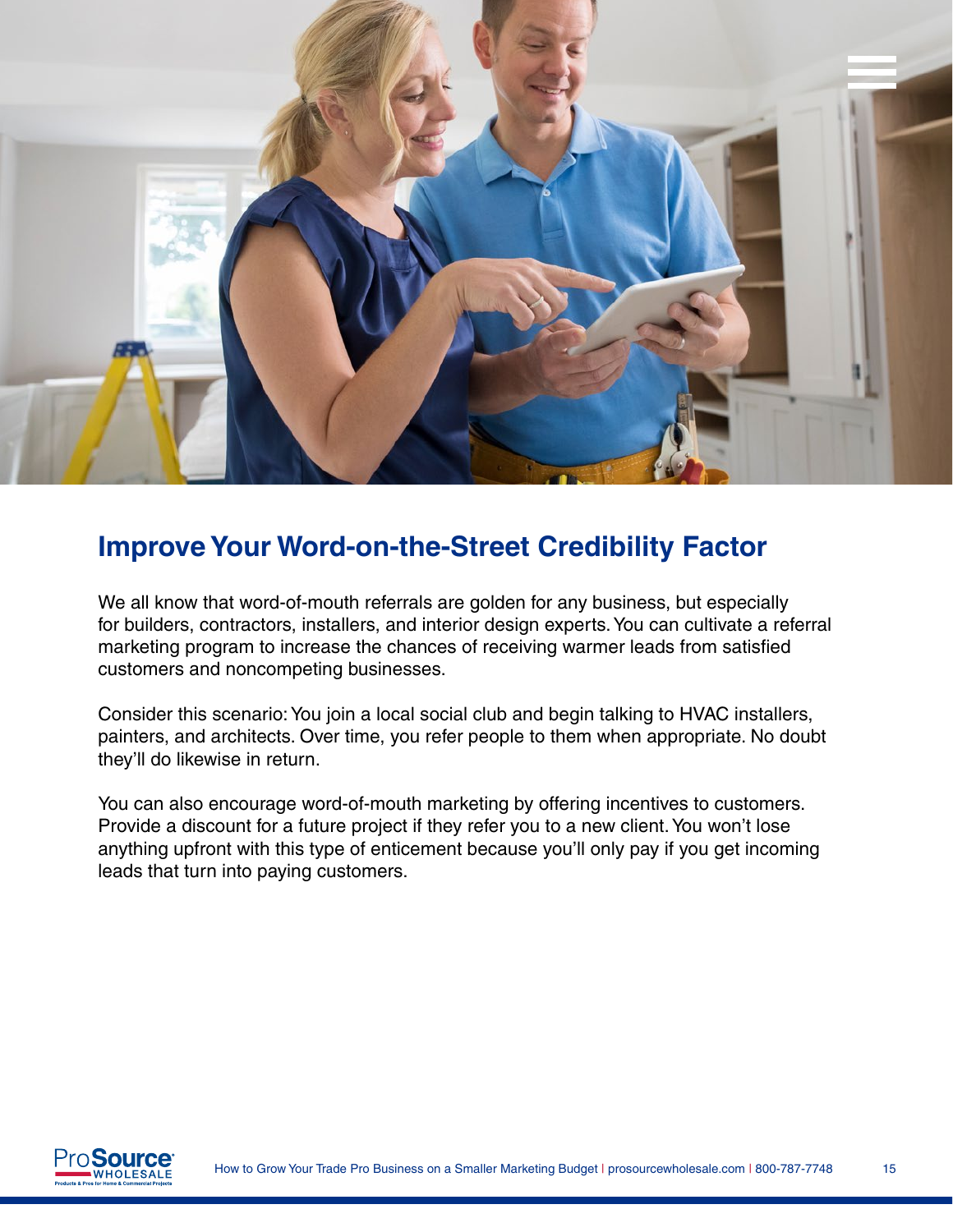## Improve Your Word-on-the-Street Credibility Factor

We all know that word-of-mouth referrals are golden for any business, but especially for builders, contractors, installers, and interior design experts. You can cultivate a referral marketing program to increase the chances of receiving warmer leads from satisfied customers and noncompeting businesses.

Consider this scenario: You join a local social club and begin talking to HVAC installers, painters, and architects. Over time, you refer people to them when appropriate. No doubt they'll do likewise in return.

You can also encourage word-of-mouth marketing by offering incentives to customers. Provide a discount for a future project if they refer you to a new client. You won't lose anything upfront with this type of enticement because you'll only pay if you get incoming leads that turn into paying customers.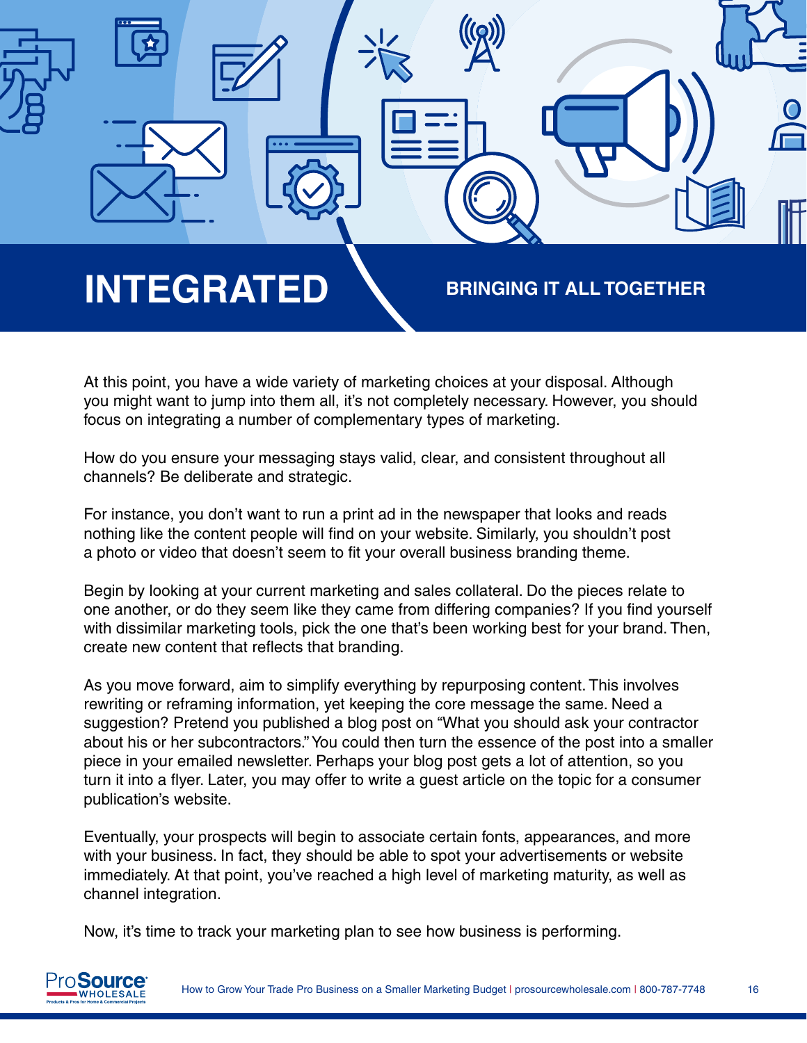# INTEGRATED

## BRINGING IT ALL TOGETHER

At this point, you have a wide variety of marketing choices at your disposal. Although you might want to jump into them all, it's not completely necessary. However, you should focus on integrating a number of complementary types of marketing.

How do you ensure your messaging stays valid, clear, and consistent throughout all channels? Be deliberate and strategic.

For instance, you don't want to run a print ad in the newspaper that looks and reads nothing like the content people will find on your website. Similarly, you shouldn't post a photo or video that doesn't seem to fit your overall business branding theme.

Begin by looking at your current marketing and sales collateral. Do the pieces relate to one another, or do they seem like they came from differing companies? If you find yourself with dissimilar marketing tools, pick the one that's been working best for your brand. Then, create new content that reflects that branding.

As you move forward, aim to simplify everything by repurposing content. This involves rewriting or reframing information, yet keeping the core message the same. Need a suggestion? Pretend you published a blog post on "What you should ask your contractor about his or her subcontractors." You could then turn the essence of the post into a smaller piece in your emailed newsletter. Perhaps your blog post gets a lot of attention, so you turn it into a flyer. Later, you may offer to write a guest article on the topic for a consumer publication's website.

Eventually, your prospects will begin to associate certain fonts, appearances, and more with your business. In fact, they should be able to spot your advertisements or website immediately. At that point, you've reached a high level of marketing maturity, as well as channel integration.

Now, it's time to track your marketing plan to see how business is performing.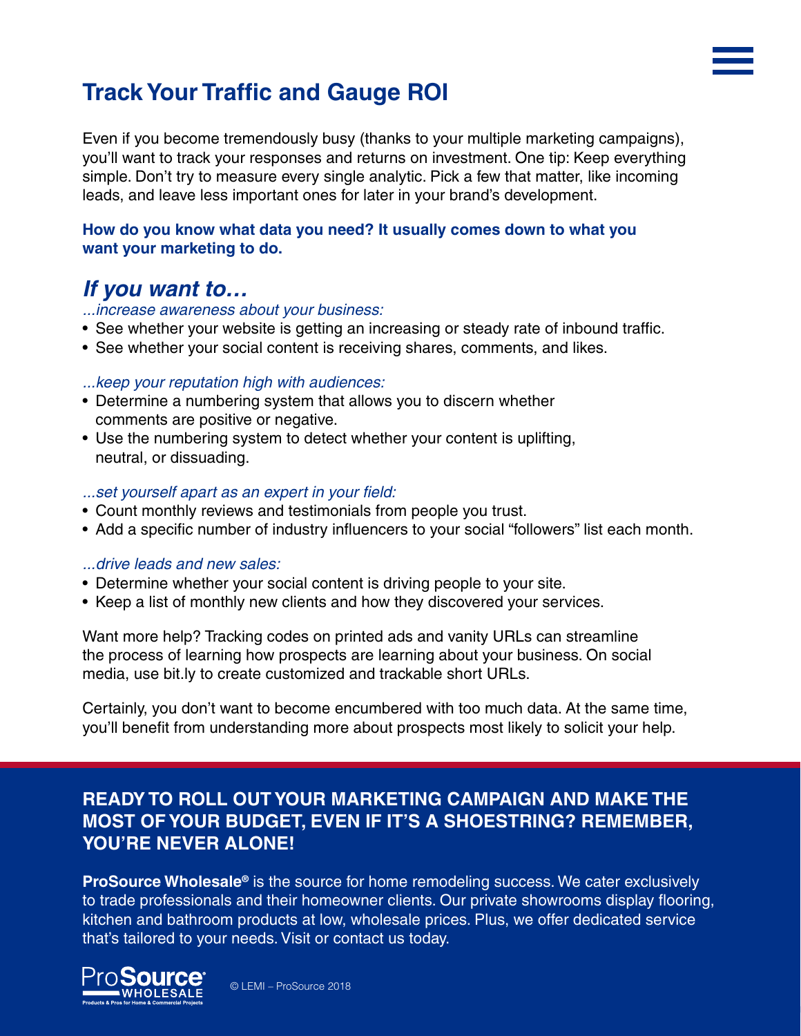# Track Your Traffic and Gauge ROI

Even if you become tremendously busy (thanks to your multiple marketing campaigns), you'll want to track your responses and returns on investment. One tip: Keep everything simple. Don't try to measure every single analytic. Pick a few that matter, like incoming leads, and leave less important ones for later in your brand's development.

**How do you know what data you need? It usually comes down to what you want your marketing to do.**

## *If you want to…*

*...increase awareness about your business:*

- See whether your website is getting an increasing or steady rate of inbound traffic.
- See whether your social content is receiving shares, comments, and likes.

*...keep your reputation high with audiences:*

- Determine a numbering system that allows you to discern whether comments are positive or negative.
- Use the numbering system to detect whether your content is uplifting, neutral, or dissuading.

*...set yourself apart as an expert in your field:*

- Count monthly reviews and testimonials from people you trust.
- Add a specific number of industry influencers to your social "followers" list each month.

*...drive leads and new sales:*

- Determine whether your social content is driving people to your site.
- Keep a list of monthly new clients and how they discovered your services.

Want more help? Tracking codes on printed ads and vanity URLs can streamline the process of learning how prospects are learning about your business. On social media, use bit.ly to create customized and trackable short URLs.

Certainly, you don't want to become encumbered with too much data. At the same time, you'll benefit from understanding more about prospects most likely to solicit your help.

**READY TO ROLL OUT YOUR MARKETING CAMPAIGN AND MAKE THE MOST OF YOUR BUDGET, EVEN IF IT'S A SHOESTRING? REMEMBER, YOU'RE NEVER ALONE!**

**ProSource Wholesale®** is the source for home remodeling success. We cater exclusively to trade professionals and their homeowner clients. Our private showrooms display flooring, kitchen and bathroom products at low, wholesale prices. Plus, we offer dedicated service that's tailored to your needs. Visit or contact us today.

ProSource WHOLESALE — Products & Pros for Home & Commercial Projects

© LEMI – ProSource 2018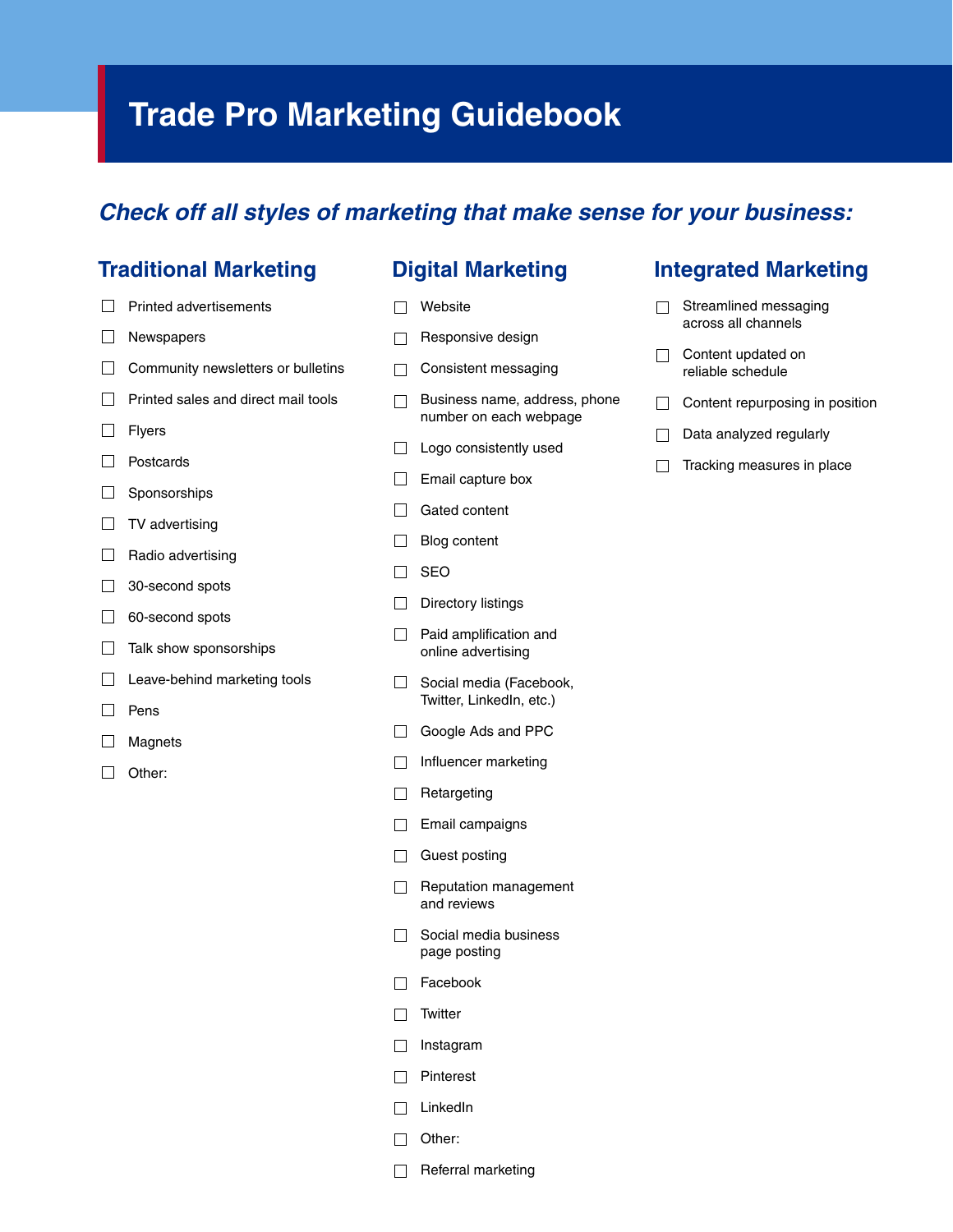# Trade Pro Marketing Guidebook

***Check off all styles of marketing that make sense for your business:***

## Traditional Marketing

- ☐ Printed advertisements
- ☐ Newspapers
- ☐ Community newsletters or bulletins
- ☐ Printed sales and direct mail tools
- ☐ Flyers
- ☐ Postcards
- ☐ Sponsorships
- ☐ TV advertising
- ☐ Radio advertising
- ☐ 30-second spots
- ☐ 60-second spots
- ☐ Talk show sponsorships
- ☐ Leave-behind marketing tools
- ☐ Pens
- ☐ Magnets
- ☐ Other:

## Digital Marketing

- ☐ Website
- ☐ Responsive design
- ☐ Consistent messaging
- ☐ Business name, address, phone number on each webpage
- ☐ Logo consistently used
- ☐ Email capture box
- ☐ Gated content
- ☐ Blog content
- ☐ SEO
- ☐ Directory listings
- ☐ Paid amplification and online advertising
- ☐ Social media (Facebook, Twitter, LinkedIn, etc.)
- ☐ Google Ads and PPC
- ☐ Influencer marketing
- ☐ Retargeting
- ☐ Email campaigns
- ☐ Guest posting
- ☐ Reputation management and reviews
- ☐ Social media business page posting
- ☐ Facebook
- ☐ Twitter
- ☐ Instagram
- ☐ Pinterest
- ☐ LinkedIn
- ☐ Other:
- ☐ Referral marketing

## Integrated Marketing

- ☐ Streamlined messaging across all channels
- ☐ Content updated on reliable schedule
- ☐ Content repurposing in position
- ☐ Data analyzed regularly
- ☐ Tracking measures in place